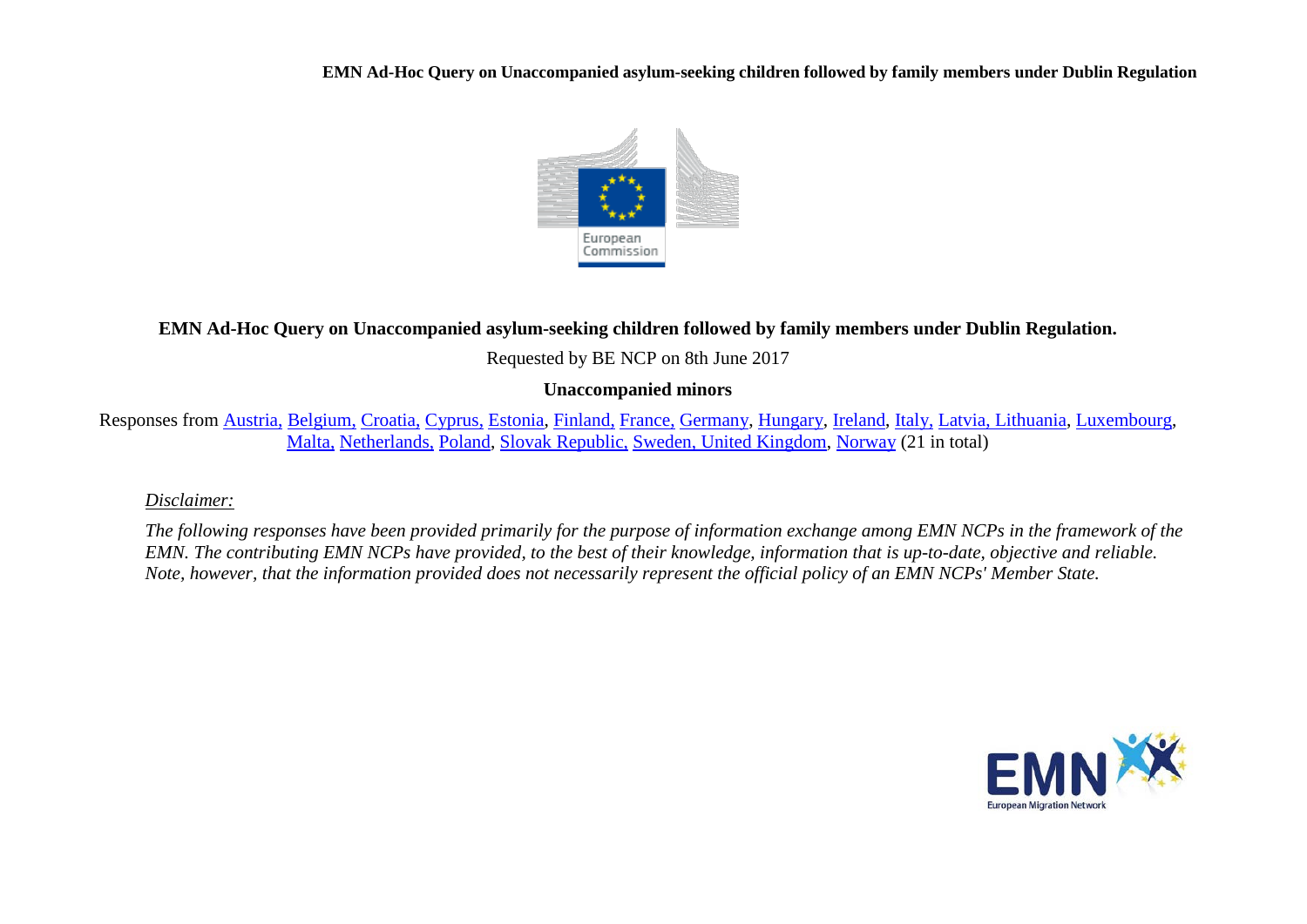# EMN Ad-Hoc Query on Unaccompanied asylum-seeking children followed by family members under Dublin Regulation.

Requested by BE NCP on 8th June 2017

**Unaccompanied minors**

Responses from Austria, Belgium, Croatia, Cyprus, Estonia, Finland, France, Germany, Hungary, Ireland, Italy, Latvia, Lithuania, Luxembourg, Malta, Netherlands, Poland, Slovak Republic, Sweden, United Kingdom, Norway (21 in total)

*Disclaimer:*

*The following responses have been provided primarily for the purpose of information exchange among EMN NCPs in the framework of the EMN. The contributing EMN NCPs have provided, to the best of their knowledge, information that is up-to-date, objective and reliable. Note, however, that the information provided does not necessarily represent the official policy of an EMN NCPs' Member State.*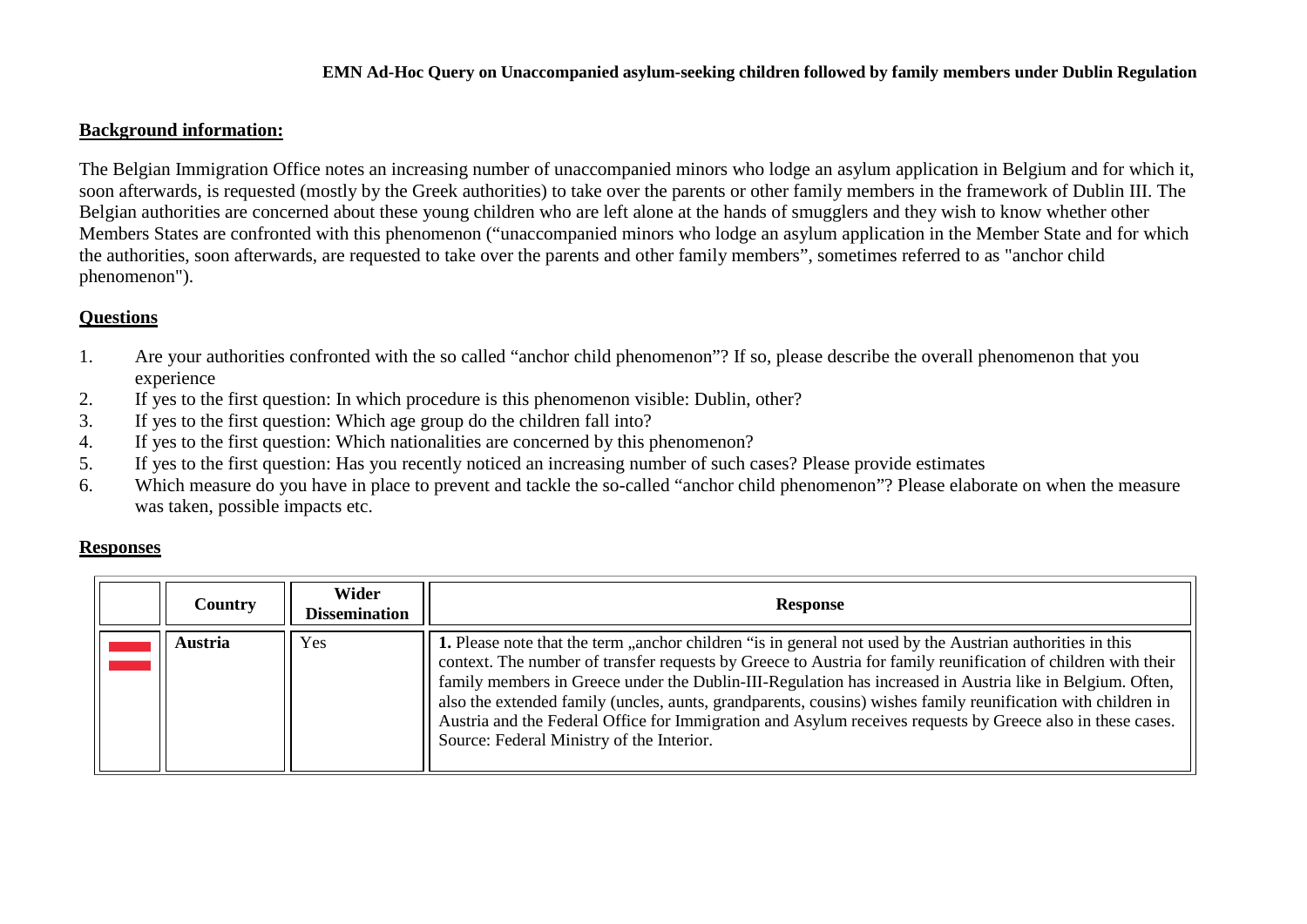**EMN Ad-Hoc Query on Unaccompanied asylum-seeking children followed by family members under Dublin Regulation**

## Background information:

The Belgian Immigration Office notes an increasing number of unaccompanied minors who lodge an asylum application in Belgium and for which it, soon afterwards, is requested (mostly by the Greek authorities) to take over the parents or other family members in the framework of Dublin III. The Belgian authorities are concerned about these young children who are left alone at the hands of smugglers and they wish to know whether other Members States are confronted with this phenomenon ("unaccompanied minors who lodge an asylum application in the Member State and for which the authorities, soon afterwards, are requested to take over the parents and other family members", sometimes referred to as "anchor child phenomenon").

## Questions

1. Are your authorities confronted with the so called "anchor child phenomenon"? If so, please describe the overall phenomenon that you experience
2. If yes to the first question: In which procedure is this phenomenon visible: Dublin, other?
3. If yes to the first question: Which age group do the children fall into?
4. If yes to the first question: Which nationalities are concerned by this phenomenon?
5. If yes to the first question: Has you recently noticed an increasing number of such cases? Please provide estimates
6. Which measure do you have in place to prevent and tackle the so-called "anchor child phenomenon"? Please elaborate on when the measure was taken, possible impacts etc.

## Responses

| | Country | Wider Dissemination | Response |
|---|---|---|---|
| | **Austria** | Yes | **1.** Please note that the term „anchor children "is in general not used by the Austrian authorities in this context. The number of transfer requests by Greece to Austria for family reunification of children with their family members in Greece under the Dublin-III-Regulation has increased in Austria like in Belgium. Often, also the extended family (uncles, aunts, grandparents, cousins) wishes family reunification with children in Austria and the Federal Office for Immigration and Asylum receives requests by Greece also in these cases. Source: Federal Ministry of the Interior. |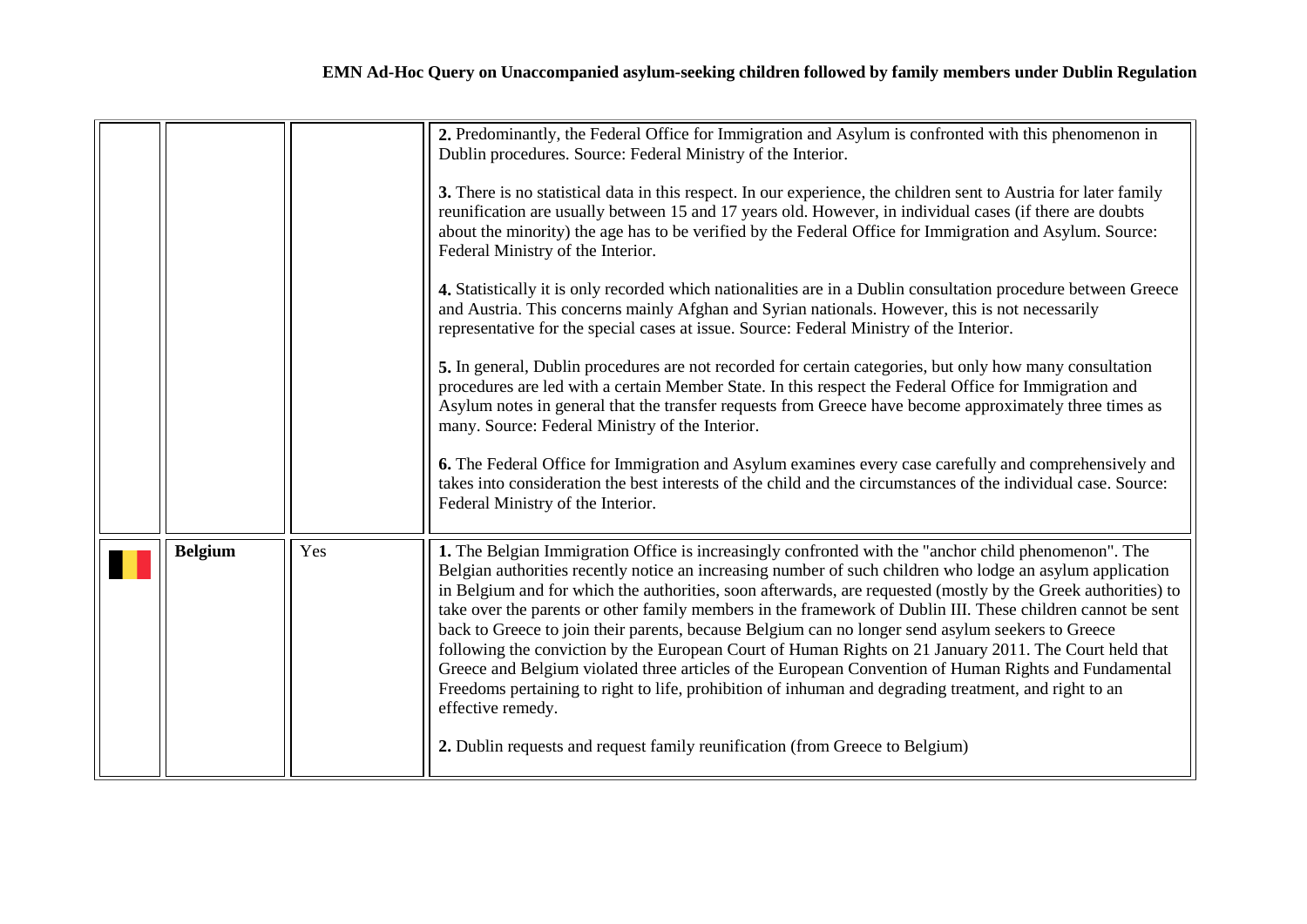| | | | |
|---|---|---|---|
| | | | **2.** Predominantly, the Federal Office for Immigration and Asylum is confronted with this phenomenon in Dublin procedures. Source: Federal Ministry of the Interior.<br><br>**3.** There is no statistical data in this respect. In our experience, the children sent to Austria for later family reunification are usually between 15 and 17 years old. However, in individual cases (if there are doubts about the minority) the age has to be verified by the Federal Office for Immigration and Asylum. Source: Federal Ministry of the Interior.<br><br>**4.** Statistically it is only recorded which nationalities are in a Dublin consultation procedure between Greece and Austria. This concerns mainly Afghan and Syrian nationals. However, this is not necessarily representative for the special cases at issue. Source: Federal Ministry of the Interior.<br><br>**5.** In general, Dublin procedures are not recorded for certain categories, but only how many consultation procedures are led with a certain Member State. In this respect the Federal Office for Immigration and Asylum notes in general that the transfer requests from Greece have become approximately three times as many. Source: Federal Ministry of the Interior.<br><br>**6.** The Federal Office for Immigration and Asylum examines every case carefully and comprehensively and takes into consideration the best interests of the child and the circumstances of the individual case. Source: Federal Ministry of the Interior. |
| | **Belgium** | Yes | **1.** The Belgian Immigration Office is increasingly confronted with the "anchor child phenomenon". The Belgian authorities recently notice an increasing number of such children who lodge an asylum application in Belgium and for which the authorities, soon afterwards, are requested (mostly by the Greek authorities) to take over the parents or other family members in the framework of Dublin III. These children cannot be sent back to Greece to join their parents, because Belgium can no longer send asylum seekers to Greece following the conviction by the European Court of Human Rights on 21 January 2011. The Court held that Greece and Belgium violated three articles of the European Convention of Human Rights and Fundamental Freedoms pertaining to right to life, prohibition of inhuman and degrading treatment, and right to an effective remedy.<br><br>**2.** Dublin requests and request family reunification (from Greece to Belgium) |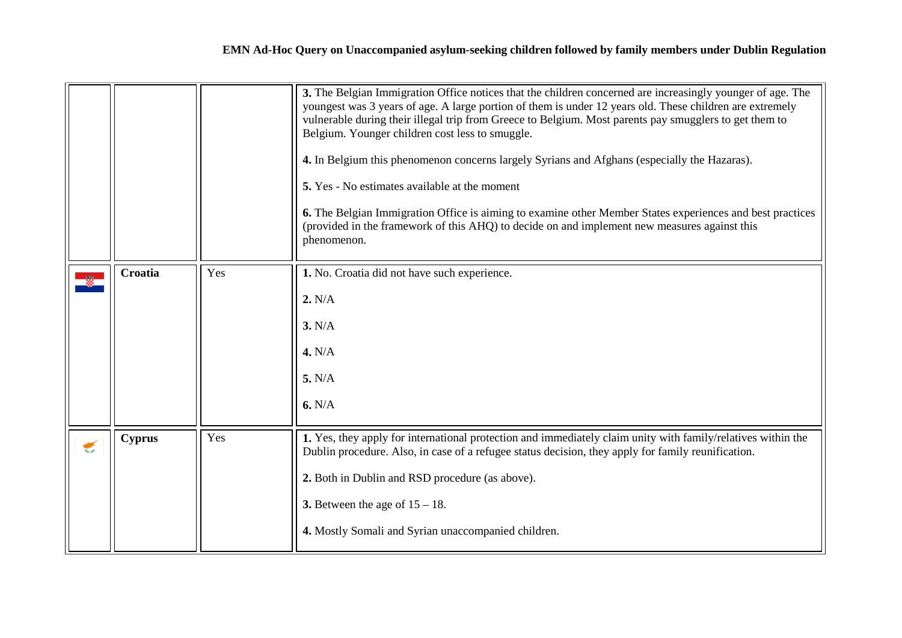| | | | |
|---|---|---|---|
| | | | **3.** The Belgian Immigration Office notices that the children concerned are increasingly younger of age. The youngest was 3 years of age. A large portion of them is under 12 years old. These children are extremely vulnerable during their illegal trip from Greece to Belgium. Most parents pay smugglers to get them to Belgium. Younger children cost less to smuggle.<br><br>**4.** In Belgium this phenomenon concerns largely Syrians and Afghans (especially the Hazaras).<br><br>**5.** Yes - No estimates available at the moment<br><br>**6.** The Belgian Immigration Office is aiming to examine other Member States experiences and best practices (provided in the framework of this AHQ) to decide on and implement new measures against this phenomenon. |
| | **Croatia** | Yes | **1.** No. Croatia did not have such experience.<br><br>**2.** N/A<br><br>**3.** N/A<br><br>**4.** N/A<br><br>**5.** N/A<br><br>**6.** N/A |
| | **Cyprus** | Yes | **1.** Yes, they apply for international protection and immediately claim unity with family/relatives within the Dublin procedure. Also, in case of a refugee status decision, they apply for family reunification.<br><br>**2.** Both in Dublin and RSD procedure (as above).<br><br>**3.** Between the age of 15 – 18.<br><br>**4.** Mostly Somali and Syrian unaccompanied children. |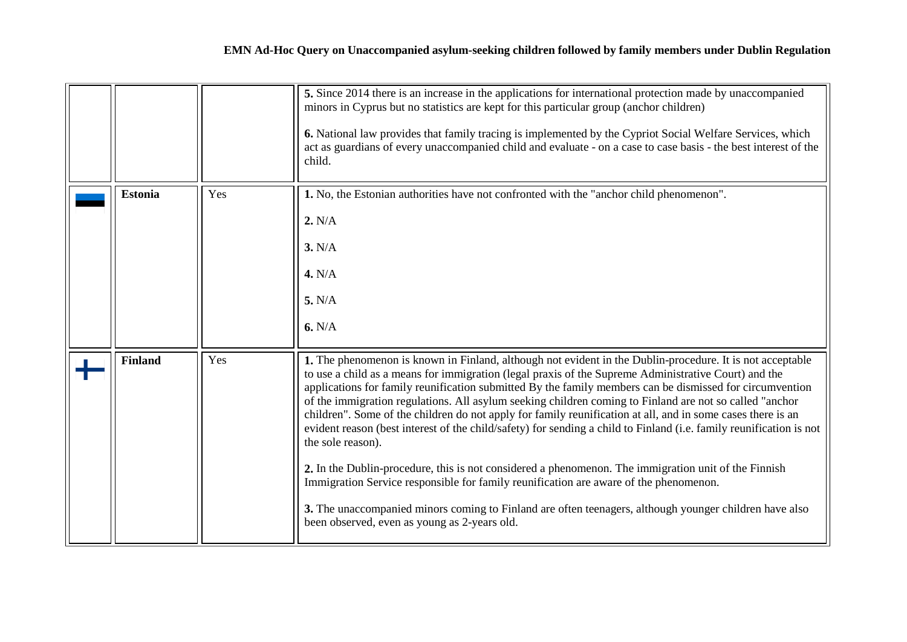| | | | |
|---|---|---|---|
| | | | **5.** Since 2014 there is an increase in the applications for international protection made by unaccompanied minors in Cyprus but no statistics are kept for this particular group (anchor children)<br><br>**6.** National law provides that family tracing is implemented by the Cypriot Social Welfare Services, which act as guardians of every unaccompanied child and evaluate - on a case to case basis - the best interest of the child. |
| | **Estonia** | Yes | **1.** No, the Estonian authorities have not confronted with the "anchor child phenomenon".<br><br>**2.** N/A<br><br>**3.** N/A<br><br>**4.** N/A<br><br>**5.** N/A<br><br>**6.** N/A |
| | **Finland** | Yes | **1.** The phenomenon is known in Finland, although not evident in the Dublin-procedure. It is not acceptable to use a child as a means for immigration (legal praxis of the Supreme Administrative Court) and the applications for family reunification submitted By the family members can be dismissed for circumvention of the immigration regulations. All asylum seeking children coming to Finland are not so called "anchor children". Some of the children do not apply for family reunification at all, and in some cases there is an evident reason (best interest of the child/safety) for sending a child to Finland (i.e. family reunification is not the sole reason).<br><br>**2.** In the Dublin-procedure, this is not considered a phenomenon. The immigration unit of the Finnish Immigration Service responsible for family reunification are aware of the phenomenon.<br><br>**3.** The unaccompanied minors coming to Finland are often teenagers, although younger children have also been observed, even as young as 2-years old. |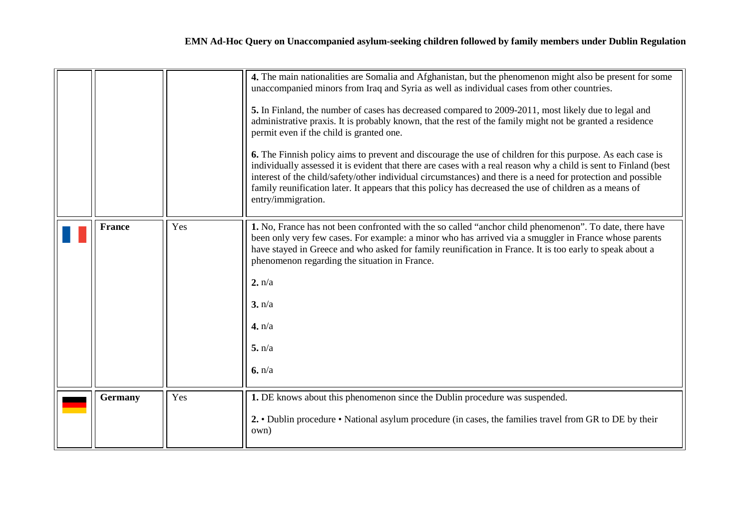|  |  |  |  |
|---|---|---|---|
|  |  |  | **4.** The main nationalities are Somalia and Afghanistan, but the phenomenon might also be present for some unaccompanied minors from Iraq and Syria as well as individual cases from other countries.<br><br>**5.** In Finland, the number of cases has decreased compared to 2009-2011, most likely due to legal and administrative praxis. It is probably known, that the rest of the family might not be granted a residence permit even if the child is granted one.<br><br>**6.** The Finnish policy aims to prevent and discourage the use of children for this purpose. As each case is individually assessed it is evident that there are cases with a real reason why a child is sent to Finland (best interest of the child/safety/other individual circumstances) and there is a need for protection and possible family reunification later. It appears that this policy has decreased the use of children as a means of entry/immigration. |
|  | **France** | Yes | **1.** No, France has not been confronted with the so called "anchor child phenomenon". To date, there have been only very few cases. For example: a minor who has arrived via a smuggler in France whose parents have stayed in Greece and who asked for family reunification in France. It is too early to speak about a phenomenon regarding the situation in France.<br><br>**2.** n/a<br><br>**3.** n/a<br><br>**4.** n/a<br><br>**5.** n/a<br><br>**6.** n/a |
|  | **Germany** | Yes | **1.** DE knows about this phenomenon since the Dublin procedure was suspended.<br><br>**2.** • Dublin procedure • National asylum procedure (in cases, the families travel from GR to DE by their own) |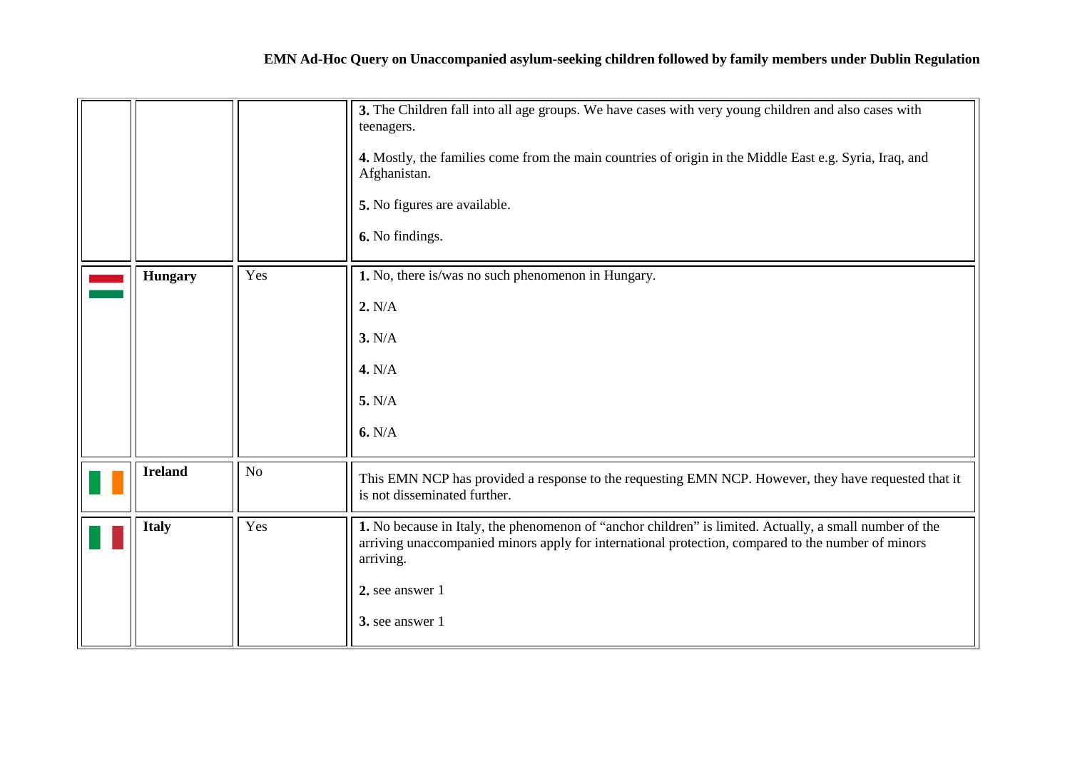| | | | |
|---|---|---|---|
| | | | **3.** The Children fall into all age groups. We have cases with very young children and also cases with teenagers.<br><br>**4.** Mostly, the families come from the main countries of origin in the Middle East e.g. Syria, Iraq, and Afghanistan.<br><br>**5.** No figures are available.<br><br>**6.** No findings. |
| | **Hungary** | Yes | **1.** No, there is/was no such phenomenon in Hungary.<br><br>**2.** N/A<br><br>**3.** N/A<br><br>**4.** N/A<br><br>**5.** N/A<br><br>**6.** N/A |
| | **Ireland** | No | This EMN NCP has provided a response to the requesting EMN NCP. However, they have requested that it is not disseminated further. |
| | **Italy** | Yes | **1.** No because in Italy, the phenomenon of "anchor children" is limited. Actually, a small number of the arriving unaccompanied minors apply for international protection, compared to the number of minors arriving.<br><br>**2.** see answer 1<br><br>**3.** see answer 1 |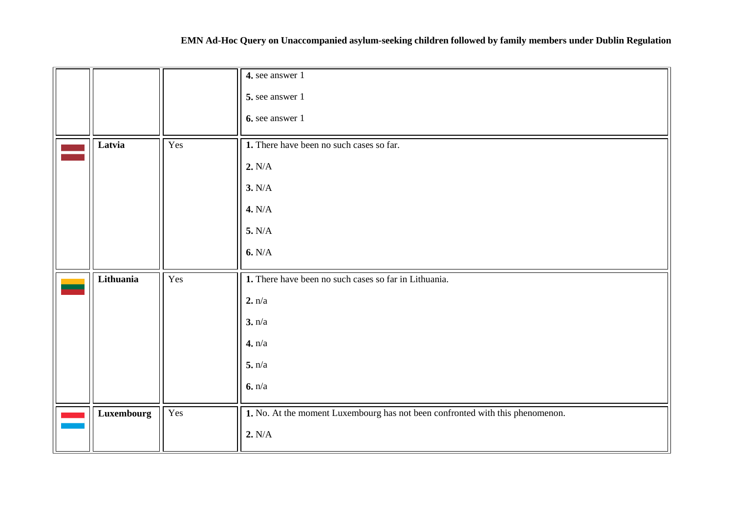| | | | |
|---|---|---|---|
| | | | **4.** see answer 1<br><br>**5.** see answer 1<br><br>**6.** see answer 1 |
| | **Latvia** | Yes | **1.** There have been no such cases so far.<br><br>**2.** N/A<br><br>**3.** N/A<br><br>**4.** N/A<br><br>**5.** N/A<br><br>**6.** N/A |
| | **Lithuania** | Yes | **1.** There have been no such cases so far in Lithuania.<br><br>**2.** n/a<br><br>**3.** n/a<br><br>**4.** n/a<br><br>**5.** n/a<br><br>**6.** n/a |
| | **Luxembourg** | Yes | **1.** No. At the moment Luxembourg has not been confronted with this phenomenon.<br><br>**2.** N/A |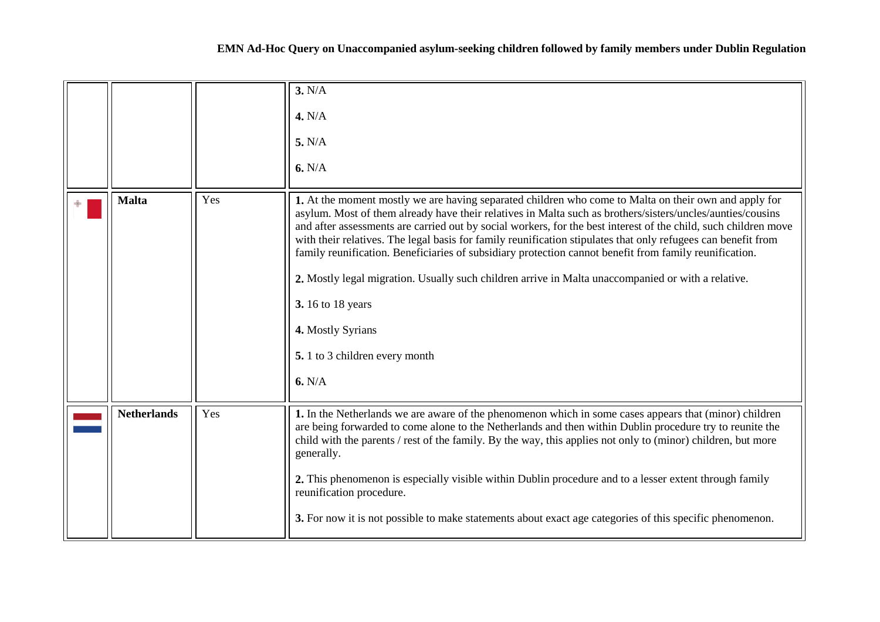| | | | |
|---|---|---|---|
| | | | **3.** N/A<br><br>**4.** N/A<br><br>**5.** N/A<br><br>**6.** N/A |
| | **Malta** | Yes | **1.** At the moment mostly we are having separated children who come to Malta on their own and apply for asylum. Most of them already have their relatives in Malta such as brothers/sisters/uncles/aunties/cousins and after assessments are carried out by social workers, for the best interest of the child, such children move with their relatives. The legal basis for family reunification stipulates that only refugees can benefit from family reunification. Beneficiaries of subsidiary protection cannot benefit from family reunification.<br><br>**2.** Mostly legal migration. Usually such children arrive in Malta unaccompanied or with a relative.<br><br>**3.** 16 to 18 years<br><br>**4.** Mostly Syrians<br><br>**5.** 1 to 3 children every month<br><br>**6.** N/A |
| | **Netherlands** | Yes | **1.** In the Netherlands we are aware of the phenomenon which in some cases appears that (minor) children are being forwarded to come alone to the Netherlands and then within Dublin procedure try to reunite the child with the parents / rest of the family. By the way, this applies not only to (minor) children, but more generally.<br><br>**2.** This phenomenon is especially visible within Dublin procedure and to a lesser extent through family reunification procedure.<br><br>**3.** For now it is not possible to make statements about exact age categories of this specific phenomenon. |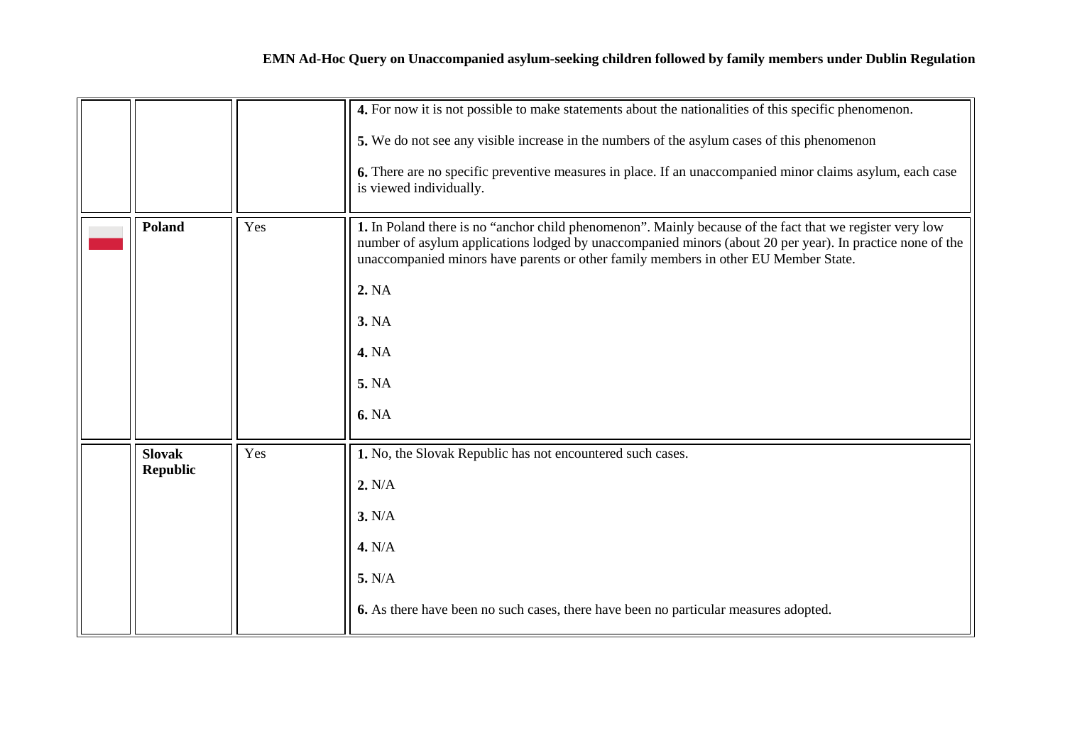| | | | |
|---|---|---|---|
| | | | **4.** For now it is not possible to make statements about the nationalities of this specific phenomenon.<br><br>**5.** We do not see any visible increase in the numbers of the asylum cases of this phenomenon<br><br>**6.** There are no specific preventive measures in place. If an unaccompanied minor claims asylum, each case is viewed individually. |
| | **Poland** | Yes | **1.** In Poland there is no "anchor child phenomenon". Mainly because of the fact that we register very low number of asylum applications lodged by unaccompanied minors (about 20 per year). In practice none of the unaccompanied minors have parents or other family members in other EU Member State.<br><br>**2.** NA<br><br>**3.** NA<br><br>**4.** NA<br><br>**5.** NA<br><br>**6.** NA |
| | **Slovak Republic** | Yes | **1.** No, the Slovak Republic has not encountered such cases.<br><br>**2.** N/A<br><br>**3.** N/A<br><br>**4.** N/A<br><br>**5.** N/A<br><br>**6.** As there have been no such cases, there have been no particular measures adopted. |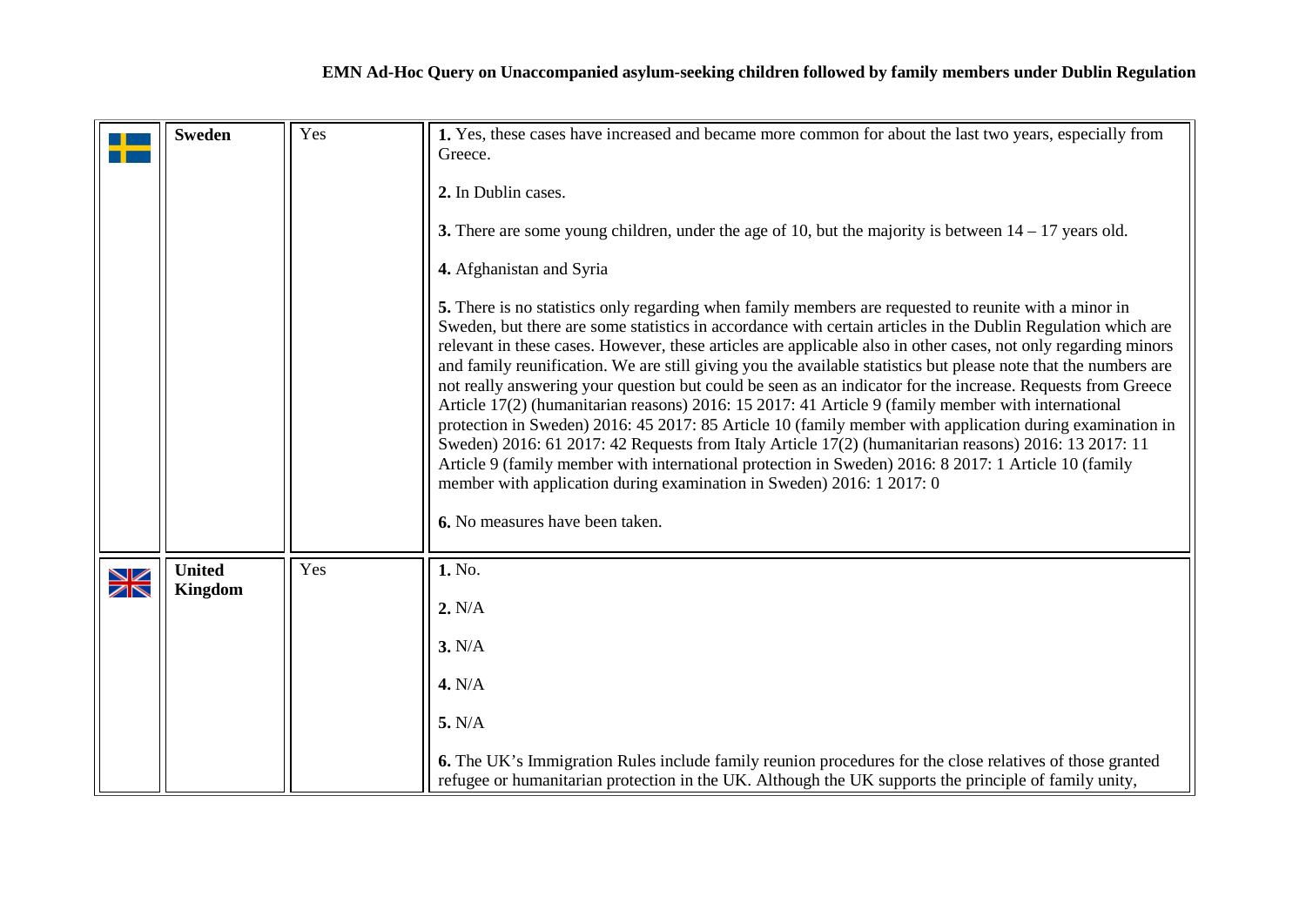| | Sweden | Yes | **1.** Yes, these cases have increased and became more common for about the last two years, especially from Greece.<br><br>**2.** In Dublin cases.<br><br>**3.** There are some young children, under the age of 10, but the majority is between 14 – 17 years old.<br><br>**4.** Afghanistan and Syria<br><br>**5.** There is no statistics only regarding when family members are requested to reunite with a minor in Sweden, but there are some statistics in accordance with certain articles in the Dublin Regulation which are relevant in these cases. However, these articles are applicable also in other cases, not only regarding minors and family reunification. We are still giving you the available statistics but please note that the numbers are not really answering your question but could be seen as an indicator for the increase. Requests from Greece Article 17(2) (humanitarian reasons) 2016: 15 2017: 41 Article 9 (family member with international protection in Sweden) 2016: 45 2017: 85 Article 10 (family member with application during examination in Sweden) 2016: 61 2017: 42 Requests from Italy Article 17(2) (humanitarian reasons) 2016: 13 2017: 11 Article 9 (family member with international protection in Sweden) 2016: 8 2017: 1 Article 10 (family member with application during examination in Sweden) 2016: 1 2017: 0<br><br>**6.** No measures have been taken. |
|---|---|---|---|
| | United Kingdom | Yes | **1.** No.<br><br>**2.** N/A<br><br>**3.** N/A<br><br>**4.** N/A<br><br>**5.** N/A<br><br>**6.** The UK's Immigration Rules include family reunion procedures for the close relatives of those granted refugee or humanitarian protection in the UK. Although the UK supports the principle of family unity, |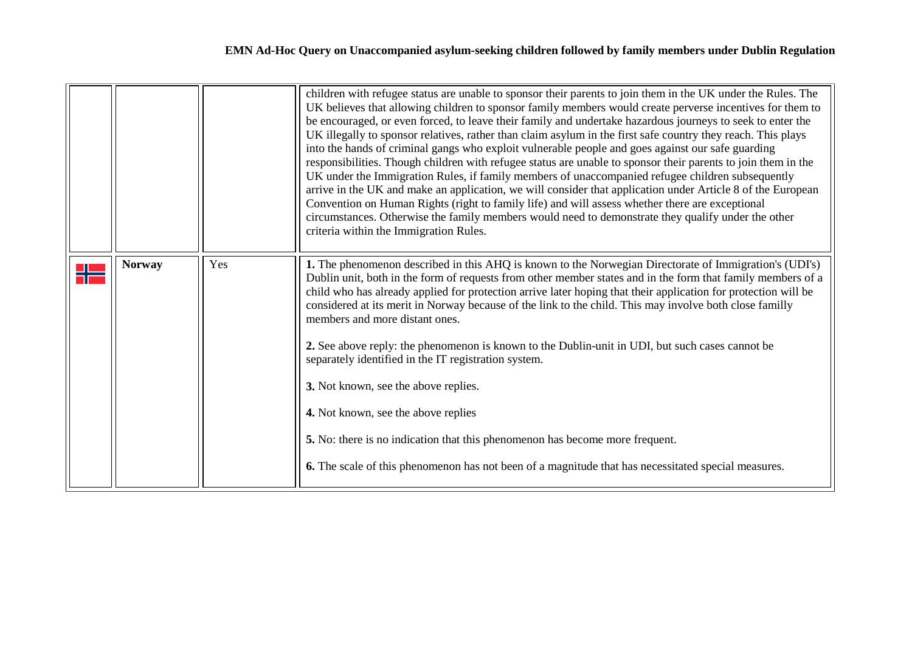| | | | |
|---|---|---|---|
| | | | children with refugee status are unable to sponsor their parents to join them in the UK under the Rules. The UK believes that allowing children to sponsor family members would create perverse incentives for them to be encouraged, or even forced, to leave their family and undertake hazardous journeys to seek to enter the UK illegally to sponsor relatives, rather than claim asylum in the first safe country they reach. This plays into the hands of criminal gangs who exploit vulnerable people and goes against our safe guarding responsibilities. Though children with refugee status are unable to sponsor their parents to join them in the UK under the Immigration Rules, if family members of unaccompanied refugee children subsequently arrive in the UK and make an application, we will consider that application under Article 8 of the European Convention on Human Rights (right to family life) and will assess whether there are exceptional circumstances. Otherwise the family members would need to demonstrate they qualify under the other criteria within the Immigration Rules. |
| | **Norway** | Yes | **1.** The phenomenon described in this AHQ is known to the Norwegian Directorate of Immigration's (UDI's) Dublin unit, both in the form of requests from other member states and in the form that family members of a child who has already applied for protection arrive later hoping that their application for protection will be considered at its merit in Norway because of the link to the child. This may involve both close familly members and more distant ones.<br><br>**2.** See above reply: the phenomenon is known to the Dublin-unit in UDI, but such cases cannot be separately identified in the IT registration system.<br><br>**3.** Not known, see the above replies.<br><br>**4.** Not known, see the above replies<br><br>**5.** No: there is no indication that this phenomenon has become more frequent.<br><br>**6.** The scale of this phenomenon has not been of a magnitude that has necessitated special measures. |